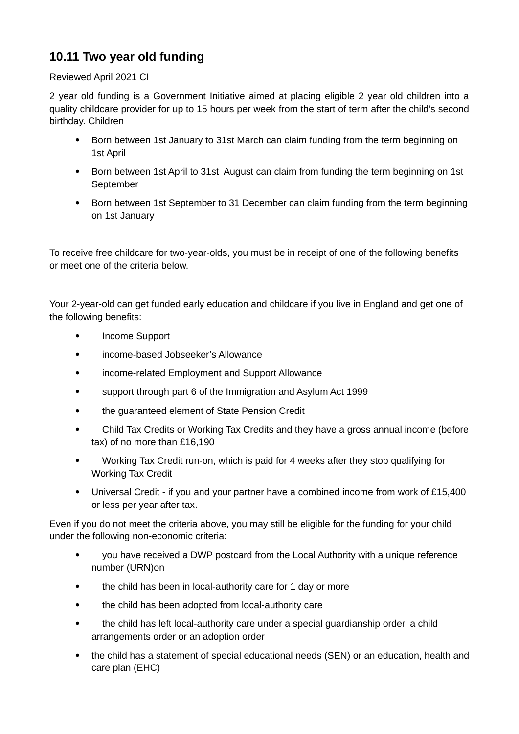## 10.11 Two year old funding

Reviewed April 2021 CI

2 year old funding is a Government Initiative aimed at placing eligible 2 year old children into a quality childcare provider for up to 15 hours per week from the start of term after the child's second birthday. Children

- Born between 1st January to 31st March can claim funding from the term beginning on 1st April
- Born between 1st April to 31st August can claim from funding the term beginning on 1st September
- Born between 1st September to 31 December can claim funding from the term beginning on 1st January

To receive free childcare for two-year-olds, you must be in receipt of one of the following benefits or meet one of the criteria below.

Your 2-year-old can get funded early education and childcare if you live in England and get one of the following benefits:

- Income Support
- income-based Jobseeker's Allowance
- income-related Employment and Support Allowance
- support through part 6 of the Immigration and Asylum Act 1999
- the guaranteed element of State Pension Credit
- Child Tax Credits or Working Tax Credits and they have a gross annual income (before tax) of no more than £16,190
- Working Tax Credit run-on, which is paid for 4 weeks after they stop qualifying for Working Tax Credit
- Universal Credit - if you and your partner have a combined income from work of £15,400 or less per year after tax.

Even if you do not meet the criteria above, you may still be eligible for the funding for your child under the following non-economic criteria:

- you have received a DWP postcard from the Local Authority with a unique reference number (URN)on
- the child has been in local-authority care for 1 day or more
- the child has been adopted from local-authority care
- the child has left local-authority care under a special guardianship order, a child arrangements order or an adoption order
- the child has a statement of special educational needs (SEN) or an education, health and care plan (EHC)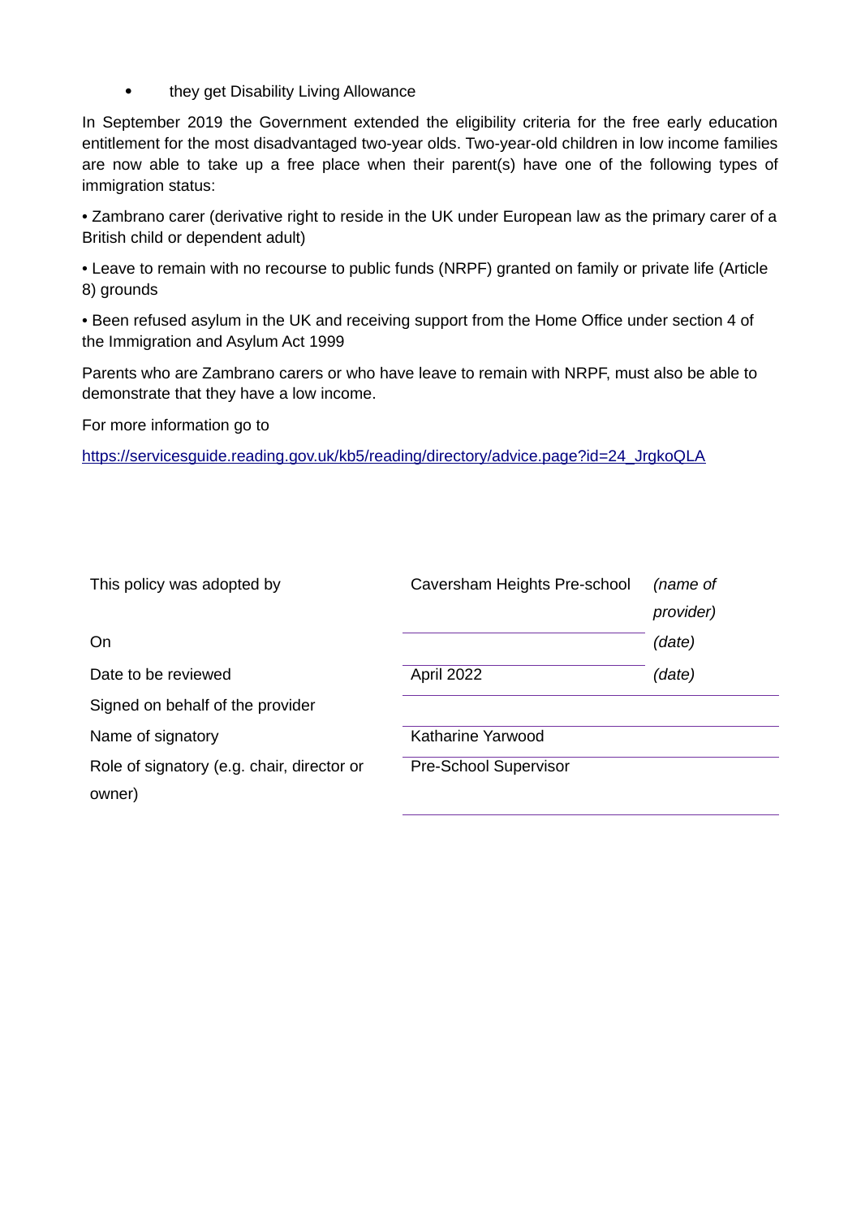- they get Disability Living Allowance

In September 2019 the Government extended the eligibility criteria for the free early education entitlement for the most disadvantaged two-year olds. Two-year-old children in low income families are now able to take up a free place when their parent(s) have one of the following types of immigration status:

• Zambrano carer (derivative right to reside in the UK under European law as the primary carer of a British child or dependent adult)

• Leave to remain with no recourse to public funds (NRPF) granted on family or private life (Article 8) grounds

• Been refused asylum in the UK and receiving support from the Home Office under section 4 of the Immigration and Asylum Act 1999

Parents who are Zambrano carers or who have leave to remain with NRPF, must also be able to demonstrate that they have a low income.

For more information go to

https://servicesguide.reading.gov.uk/kb5/reading/directory/advice.page?id=24_JrgkoQLA

| | | |
|---|---|---|
| This policy was adopted by | Caversham Heights Pre-school | *(name of provider)* |
| On | | *(date)* |
| Date to be reviewed | April 2022 | *(date)* |
| Signed on behalf of the provider | | |
| Name of signatory | Katharine Yarwood | |
| Role of signatory (e.g. chair, director or owner) | Pre-School Supervisor | |